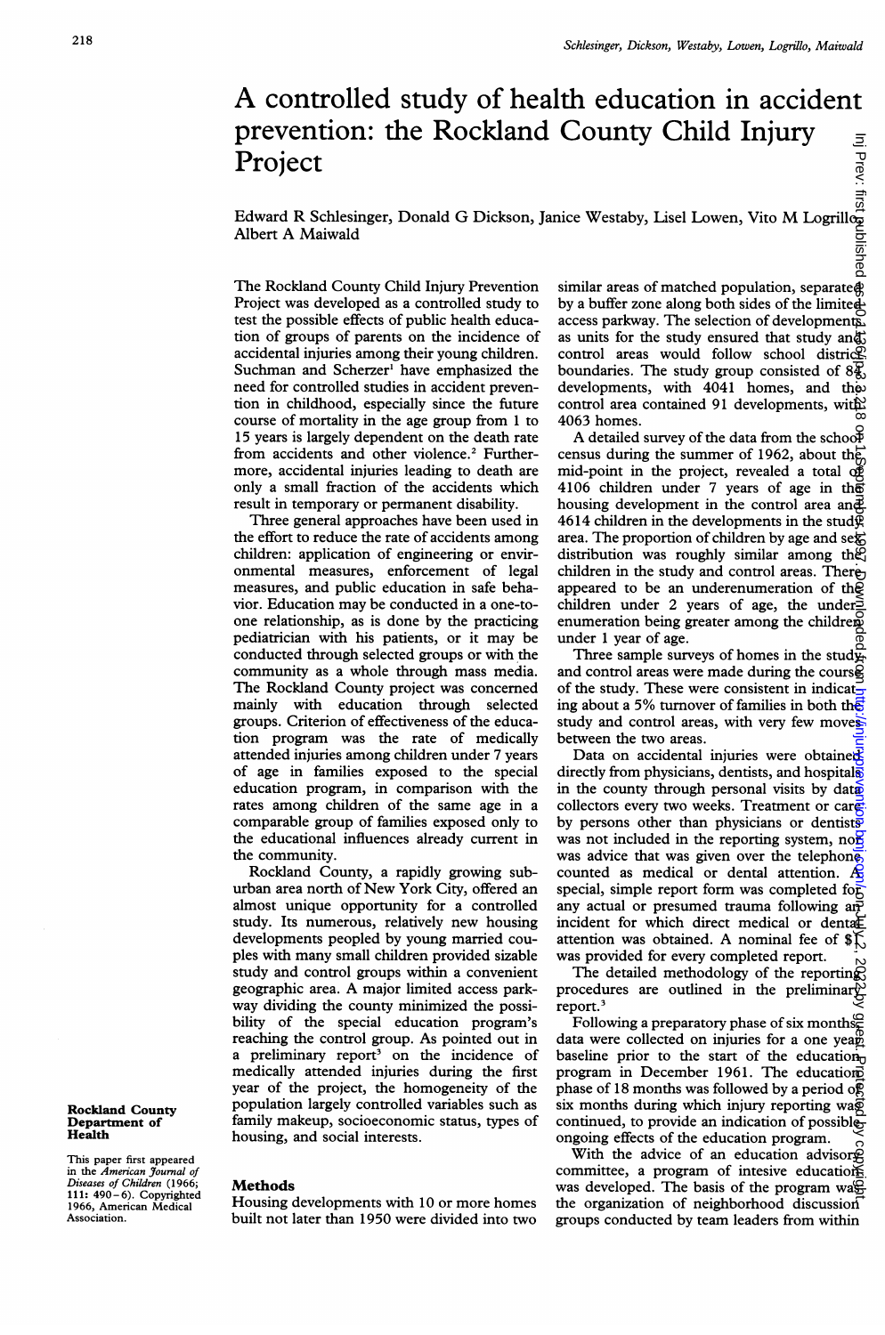# A controlled study of health education in accident prevention: the Rockland County Child Injury Project

Edward R Schlesinger, Donald G Dickson, Janice Westaby, Lisel Lowen, Vito M Logrillo, Albert A Maiwald

Rockland County Department of Health

This paper first appeared in the *American Journal of Diseases of Children* (1966; 111: 490–6). Copyrighted 1966, American Medical Association.

The Rockland County Child Injury Prevention Project was developed as a controlled study to test the possible effects of public health education of groups of parents on the incidence of accidental injuries among their young children. Suchman and Scherzer[1] have emphasized the need for controlled studies in accident prevention in childhood, especially since the future course of mortality in the age group from 1 to 15 years is largely dependent on the death rate from accidents and other violence.[2] Furthermore, accidental injuries leading to death are only a small fraction of the accidents which result in temporary or permanent disability.

Three general approaches have been used in the effort to reduce the rate of accidents among children: application of engineering or environmental measures, enforcement of legal measures, and public education in safe behavior. Education may be conducted in a one-to-one relationship, as is done by the practicing pediatrician with his patients, or it may be conducted through selected groups or with the community as a whole through mass media. The Rockland County project was concerned mainly with education through selected groups. Criterion of effectiveness of the education program was the rate of medically attended injuries among children under 7 years of age in families exposed to the special education program, in comparison with the rates among children of the same age in a comparable group of families exposed only to the educational influences already current in the community.

Rockland County, a rapidly growing suburban area north of New York City, offered an almost unique opportunity for a controlled study. Its numerous, relatively new housing developments peopled by young married couples with many small children provided sizable study and control groups within a convenient geographic area. A major limited access parkway dividing the county minimized the possibility of the special education program's reaching the control group. As pointed out in a preliminary report[3] on the incidence of medically attended injuries during the first year of the project, the homogeneity of the population largely controlled variables such as family makeup, socioeconomic status, types of housing, and social interests.

## Methods

Housing developments with 10 or more homes built not later than 1950 were divided into two similar areas of matched population, separated by a buffer zone along both sides of the limited-access parkway. The selection of developments as units for the study ensured that study and control areas would follow school district boundaries. The study group consisted of 84 developments, with 4041 homes, and the control area contained 91 developments, with 4063 homes.

A detailed survey of the data from the school census during the summer of 1962, about the mid-point in the project, revealed a total of 4106 children under 7 years of age in the housing development in the control area and 4614 children in the developments in the study area. The proportion of children by age and sex distribution was roughly similar among the children in the study and control areas. There appeared to be an underenumeration of the children under 2 years of age, the underenumeration being greater among the children under 1 year of age.

Three sample surveys of homes in the study and control areas were made during the course of the study. These were consistent in indicating about a 5% turnover of families in both the study and control areas, with very few moves between the two areas.

Data on accidental injuries were obtained directly from physicians, dentists, and hospitals in the county through personal visits by data collectors every two weeks. Treatment or care by persons other than physicians or dentists was not included in the reporting system, nor was advice that was given over the telephone counted as medical or dental attention. A special, simple report form was completed for any actual or presumed trauma following an incident for which direct medical or dental attention was obtained. A nominal fee of $1 was provided for every completed report.

The detailed methodology of the reporting procedures are outlined in the preliminary report.[3]

Following a preparatory phase of six months data were collected on injuries for a one year baseline prior to the start of the education program in December 1961. The education phase of 18 months was followed by a period of six months during which injury reporting was continued, to provide an indication of possible ongoing effects of the education program.

With the advice of an education advisory committee, a program of intesive education was developed. The basis of the program was the organization of neighborhood discussion groups conducted by team leaders from within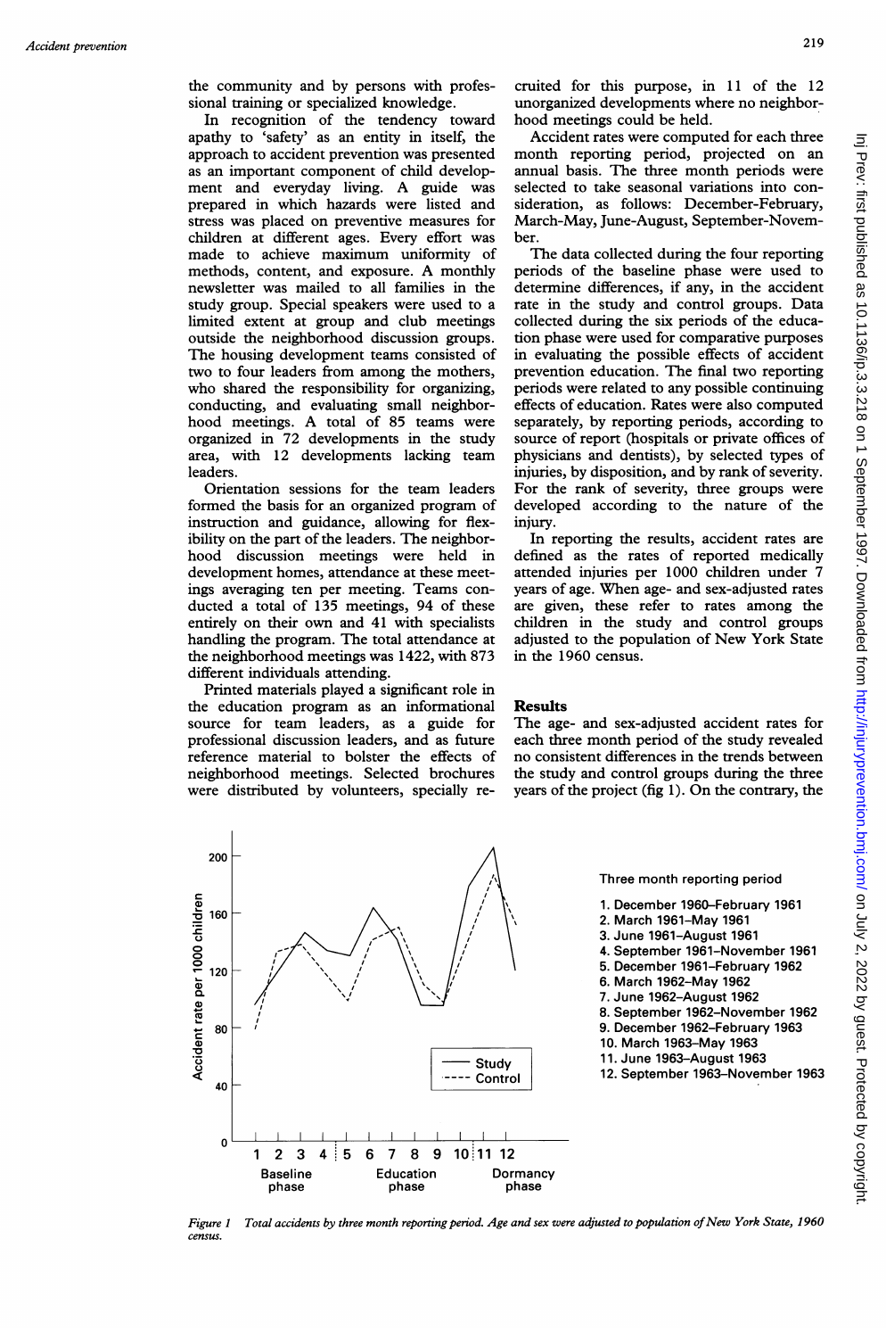the community and by persons with professional training or specialized knowledge.

In recognition of the tendency toward apathy to 'safety' as an entity in itself, the approach to accident prevention was presented as an important component of child development and everyday living. A guide was prepared in which hazards were listed and stress was placed on preventive measures for children at different ages. Every effort was made to achieve maximum uniformity of methods, content, and exposure. A monthly newsletter was mailed to all families in the study group. Special speakers were used to a limited extent at group and club meetings outside the neighborhood discussion groups. The housing development teams consisted of two to four leaders from among the mothers, who shared the responsibility for organizing, conducting, and evaluating small neighborhood meetings. A total of 85 teams were organized in 72 developments in the study area, with 12 developments lacking team leaders.

Orientation sessions for the team leaders formed the basis for an organized program of instruction and guidance, allowing for flexibility on the part of the leaders. The neighborhood discussion meetings were held in development homes, attendance at these meetings averaging ten per meeting. Teams conducted a total of 135 meetings, 94 of these entirely on their own and 41 with specialists handling the program. The total attendance at the neighborhood meetings was 1422, with 873 different individuals attending.

Printed materials played a significant role in the education program as an informational source for team leaders, as a guide for professional discussion leaders, and as future reference material to bolster the effects of neighborhood meetings. Selected brochures were distributed by volunteers, specially recruited for this purpose, in 11 of the 12 unorganized developments where no neighborhood meetings could be held.

Accident rates were computed for each three month reporting period, projected on an annual basis. The three month periods were selected to take seasonal variations into consideration, as follows: December-February, March-May, June-August, September-November.

The data collected during the four reporting periods of the baseline phase were used to determine differences, if any, in the accident rate in the study and control groups. Data collected during the six periods of the education phase were used for comparative purposes in evaluating the possible effects of accident prevention education. The final two reporting periods were related to any possible continuing effects of education. Rates were also computed separately, by reporting periods, according to source of report (hospitals or private offices of physicians and dentists), by selected types of injuries, by disposition, and by rank of severity. For the rank of severity, three groups were developed according to the nature of the injury.

In reporting the results, accident rates are defined as the rates of reported medically attended injuries per 1000 children under 7 years of age. When age- and sex-adjusted rates are given, these refer to rates among the children in the study and control groups adjusted to the population of New York State in the 1960 census.

## Results

The age- and sex-adjusted accident rates for each three month period of the study revealed no consistent differences in the trends between the study and control groups during the three years of the project (fig 1). On the contrary, the

Three month reporting period

1. December 1960–February 1961
2. March 1961–May 1961
3. June 1961–August 1961
4. September 1961–November 1961
5. December 1961–February 1962
6. March 1962–May 1962
7. June 1962–August 1962
8. September 1962–November 1962
9. December 1962–February 1963
10. March 1963–May 1963
11. June 1963–August 1963
12. September 1963–November 1963

*Figure 1 Total accidents by three month reporting period. Age and sex were adjusted to population of New York State, 1960 census.*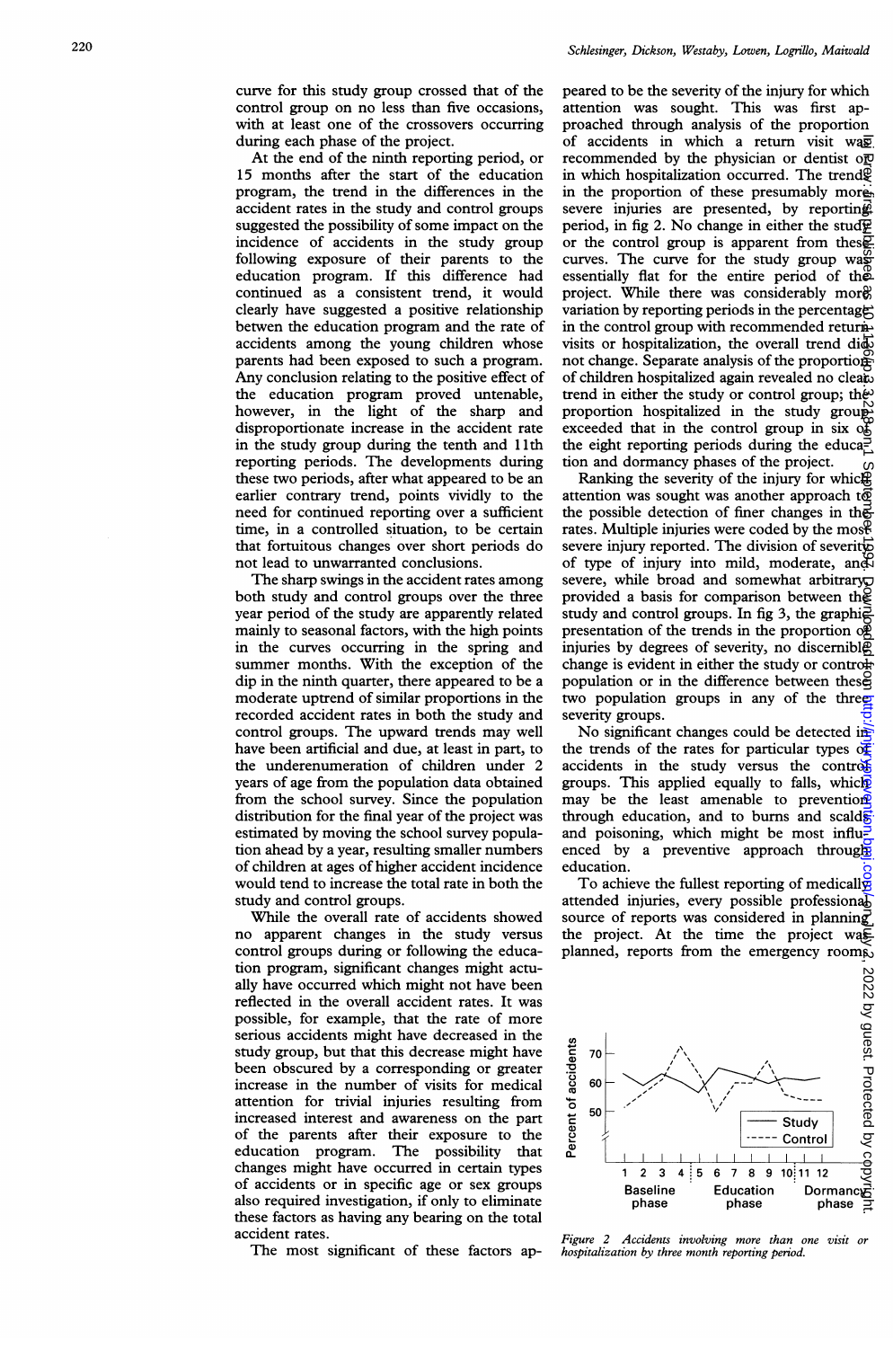curve for this study group crossed that of the control group on no less than five occasions, with at least one of the crossovers occurring during each phase of the project.

At the end of the ninth reporting period, or 15 months after the start of the education program, the trend in the differences in the accident rates in the study and control groups suggested the possibility of some impact on the incidence of accidents in the study group following exposure of their parents to the education program. If this difference had continued as a consistent trend, it would clearly have suggested a positive relationship betwen the education program and the rate of accidents among the young children whose parents had been exposed to such a program. Any conclusion relating to the positive effect of the education program proved untenable, however, in the light of the sharp and disproportionate increase in the accident rate in the study group during the tenth and 11th reporting periods. The developments during these two periods, after what appeared to be an earlier contrary trend, points vividly to the need for continued reporting over a sufficient time, in a controlled situation, to be certain that fortuitous changes over short periods do not lead to unwarranted conclusions.

The sharp swings in the accident rates among both study and control groups over the three year period of the study are apparently related mainly to seasonal factors, with the high points in the curves occurring in the spring and summer months. With the exception of the dip in the ninth quarter, there appeared to be a moderate uptrend of similar proportions in the recorded accident rates in both the study and control groups. The upward trends may well have been artificial and due, at least in part, to the underenumeration of children under 2 years of age from the population data obtained from the school survey. Since the population distribution for the final year of the project was estimated by moving the school survey population ahead by a year, resulting smaller numbers of children at ages of higher accident incidence would tend to increase the total rate in both the study and control groups.

While the overall rate of accidents showed no apparent changes in the study versus control groups during or following the education program, significant changes might actually have occurred which might not have been reflected in the overall accident rates. It was possible, for example, that the rate of more serious accidents might have decreased in the study group, but that this decrease might have been obscured by a corresponding or greater increase in the number of visits for medical attention for trivial injuries resulting from increased interest and awareness on the part of the parents after their exposure to the education program. The possibility that changes might have occurred in certain types of accidents or in specific age or sex groups also required investigation, if only to eliminate these factors as having any bearing on the total accident rates.

The most significant of these factors appeared to be the severity of the injury for which attention was sought. This was first approached through analysis of the proportion of accidents in which a return visit was recommended by the physician or dentist or in which hospitalization occurred. The trends in the proportion of these presumably more severe injuries are presented, by reporting period, in fig 2. No change in either the study or the control group is apparent from these curves. The curve for the study group was essentially flat for the entire period of the project. While there was considerably more variation by reporting periods in the percentage in the control group with recommended return visits or hospitalization, the overall trend did not change. Separate analysis of the proportion of children hospitalized again revealed no clear trend in either the study or control group; the proportion hospitalized in the study group exceeded that in the control group in six of the eight reporting periods during the education and dormancy phases of the project.

Ranking the severity of the injury for which attention was sought was another approach to the possible detection of finer changes in the rates. Multiple injuries were coded by the most severe injury reported. The division of severity of type of injury into mild, moderate, and severe, while broad and somewhat arbitrary, provided a basis for comparison between the study and control groups. In fig 3, the graphic presentation of the trends in the proportion of injuries by degrees of severity, no discernible change is evident in either the study or control population or in the difference between these two population groups in any of the three severity groups.

No significant changes could be detected in the trends of the rates for particular types of accidents in the study versus the control groups. This applied equally to falls, which may be the least amenable to prevention through education, and to burns and scalds and poisoning, which might be most influenced by a preventive approach through education.

To achieve the fullest reporting of medically attended injuries, every possible professional source of reports was considered in planning the project. At the time the project was planned, reports from the emergency rooms

Percent of accidents
70
60
50
Study
Control
1 2 3 4 5 6 7 8 9 10 11 12
Baseline phase
Education phase
Dormancy phase

*Figure 2 Accidents involving more than one visit or hospitalization by three month reporting period.*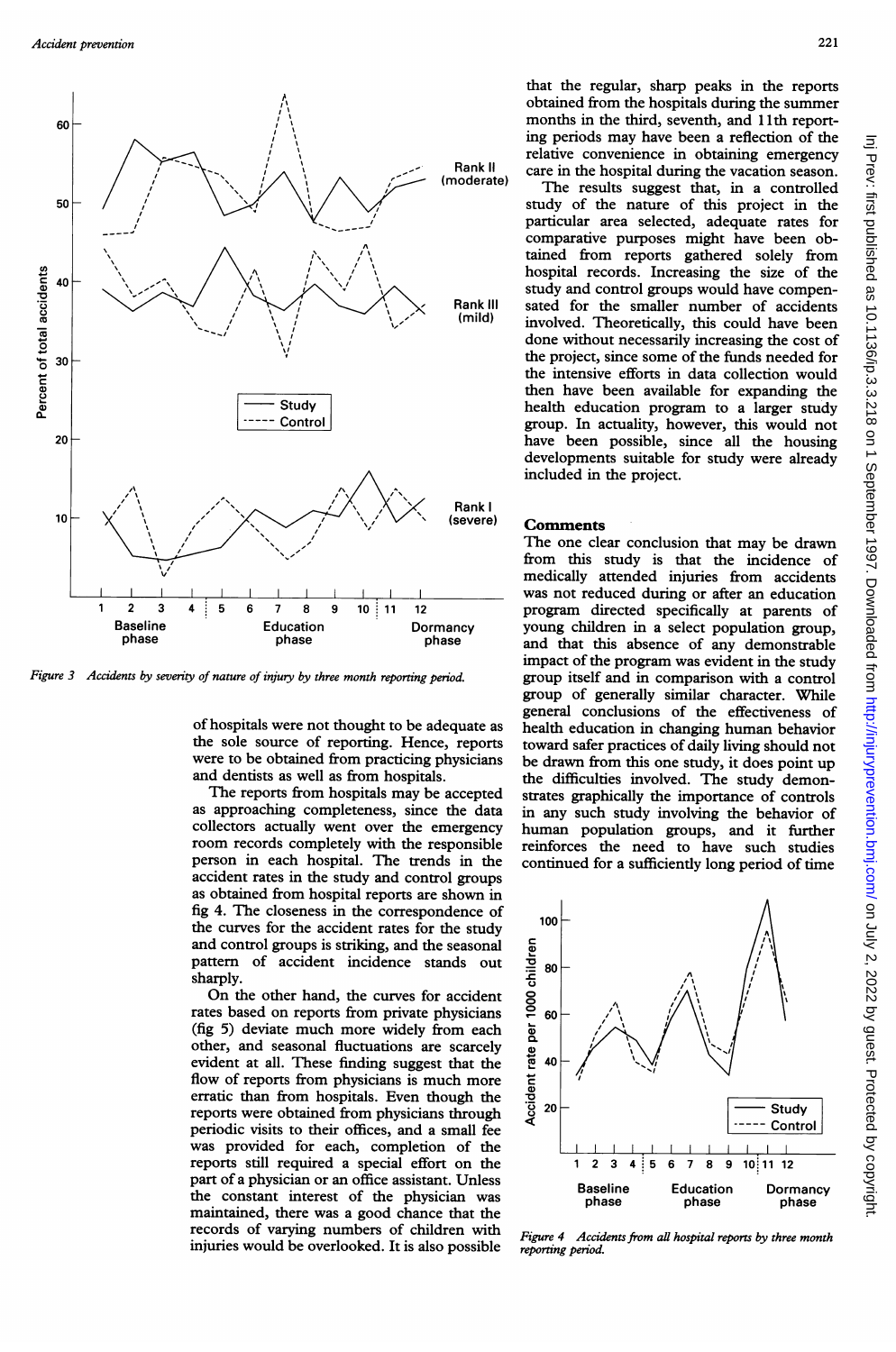Figure 3 Accidents by severity of nature of injury by three month reporting period.

of hospitals were not thought to be adequate as the sole source of reporting. Hence, reports were to be obtained from practicing physicians and dentists as well as from hospitals.

The reports from hospitals may be accepted as approaching completeness, since the data collectors actually went over the emergency room records completely with the responsible person in each hospital. The trends in the accident rates in the study and control groups as obtained from hospital reports are shown in fig 4. The closeness in the correspondence of the curves for the accident rates for the study and control groups is striking, and the seasonal pattern of accident incidence stands out sharply.

On the other hand, the curves for accident rates based on reports from private physicians (fig 5) deviate much more widely from each other, and seasonal fluctuations are scarcely evident at all. These finding suggest that the flow of reports from physicians is much more erratic than from hospitals. Even though the reports were obtained from physicians through periodic visits to their offices, and a small fee was provided for each, completion of the reports still required a special effort on the part of a physician or an office assistant. Unless the constant interest of the physician was maintained, there was a good chance that the records of varying numbers of children with injuries would be overlooked. It is also possible that the regular, sharp peaks in the reports obtained from the hospitals during the summer months in the third, seventh, and 11th reporting periods may have been a reflection of the relative convenience in obtaining emergency care in the hospital during the vacation season.

The results suggest that, in a controlled study of the nature of this project in the particular area selected, adequate rates for comparative purposes might have been obtained from reports gathered solely from hospital records. Increasing the size of the study and control groups would have compensated for the smaller number of accidents involved. Theoretically, this could have been done without necessarily increasing the cost of the project, since some of the funds needed for the intensive efforts in data collection would then have been available for expanding the health education program to a larger study group. In actuality, however, this would not have been possible, since all the housing developments suitable for study were already included in the project.

## Comments

The one clear conclusion that may be drawn from this study is that the incidence of medically attended injuries from accidents was not reduced during or after an education program directed specifically at parents of young children in a select population group, and that this absence of any demonstrable impact of the program was evident in the study group itself and in comparison with a control group of generally similar character. While general conclusions of the effectiveness of health education in changing human behavior toward safer practices of daily living should not be drawn from this one study, it does point up the difficulties involved. The study demonstrates graphically the importance of controls in any such study involving the behavior of human population groups, and it further reinforces the need to have such studies continued for a sufficiently long period of time

Figure 4 Accidents from all hospital reports by three month reporting period.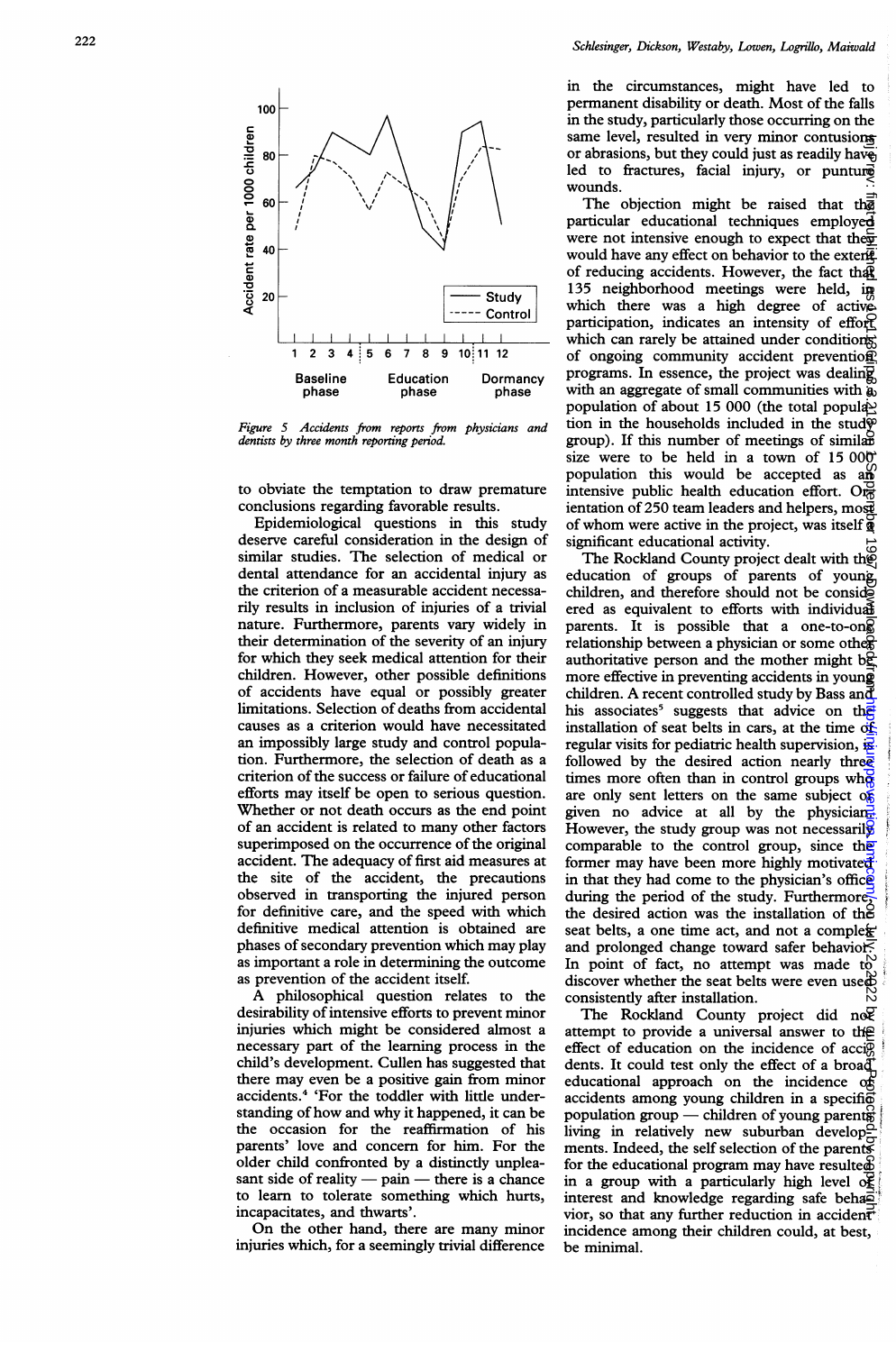100
80
60
40
20
Accident rate per 1000 children
Study
Control
1 2 3 4 5 6 7 8 9 10 11 12
Baseline phase
Education phase
Dormancy phase

*Figure 5 Accidents from reports from physicians and dentists by three month reporting period.*

to obviate the temptation to draw premature conclusions regarding favorable results.

Epidemiological questions in this study deserve careful consideration in the design of similar studies. The selection of medical or dental attendance for an accidental injury as the criterion of a measurable accident necessarily results in inclusion of injuries of a trivial nature. Furthermore, parents vary widely in their determination of the severity of an injury for which they seek medical attention for their children. However, other possible definitions of accidents have equal or possibly greater limitations. Selection of deaths from accidental causes as a criterion would have necessitated an impossibly large study and control population. Furthermore, the selection of death as a criterion of the success or failure of educational efforts may itself be open to serious question. Whether or not death occurs as the end point of an accident is related to many other factors superimposed on the occurrence of the original accident. The adequacy of first aid measures at the site of the accident, the precautions observed in transporting the injured person for definitive care, and the speed with which definitive medical attention is obtained are phases of secondary prevention which may play as important a role in determining the outcome as prevention of the accident itself.

A philosophical question relates to the desirability of intensive efforts to prevent minor injuries which might be considered almost a necessary part of the learning process in the child's development. Cullen has suggested that there may even be a positive gain from minor accidents.[4] 'For the toddler with little understanding of how and why it happened, it can be the occasion for the reaffirmation of his parents' love and concern for him. For the older child confronted by a distinctly unpleasant side of reality — pain — there is a chance to learn to tolerate something which hurts, incapacitates, and thwarts'.

On the other hand, there are many minor injuries which, for a seemingly trivial difference in the circumstances, might have led to permanent disability or death. Most of the falls in the study, particularly those occurring on the same level, resulted in very minor contusions or abrasions, but they could just as readily have led to fractures, facial injury, or puncture wounds.

The objection might be raised that the particular educational techniques employed were not intensive enough to expect that they would have any effect on behavior to the extent of reducing accidents. However, the fact that 135 neighborhood meetings were held, in which there was a high degree of active participation, indicates an intensity of effort which can rarely be attained under conditions of ongoing community accident prevention programs. In essence, the project was dealing with an aggregate of small communities with a population of about 15 000 (the total population in the households included in the study group). If this number of meetings of similar size were to be held in a town of 15 000 population this would be accepted as an intensive public health education effort. Orientation of 250 team leaders and helpers, most of whom were active in the project, was itself a significant educational activity.

The Rockland County project dealt with the education of groups of parents of young children, and therefore should not be considered as equivalent to efforts with individual parents. It is possible that a one-to-one relationship between a physician or some other authoritative person and the mother might be more effective in preventing accidents in young children. A recent controlled study by Bass and his associates[5] suggests that advice on the installation of seat belts in cars, at the time of regular visits for pediatric health supervision, is followed by the desired action nearly three times more often than in control groups who are only sent letters on the same subject or given no advice at all by the physician. However, the study group was not necessarily comparable to the control group, since the former may have been more highly motivated in that they had come to the physician's office during the period of the study. Furthermore, the desired action was the installation of the seat belts, a one time act, and not a complex and prolonged change toward safer behavior. In point of fact, no attempt was made to discover whether the seat belts were even used consistently after installation.

The Rockland County project did not attempt to provide a universal answer to the effect of education on the incidence of accidents. It could test only the effect of a broad educational approach on the incidence of accidents among young children in a specific population group — children of young parents living in relatively new suburban developments. Indeed, the self selection of the parents for the educational program may have resulted in a group with a particularly high level of interest and knowledge regarding safe behavior, so that any further reduction in accident incidence among their children could, at best, be minimal.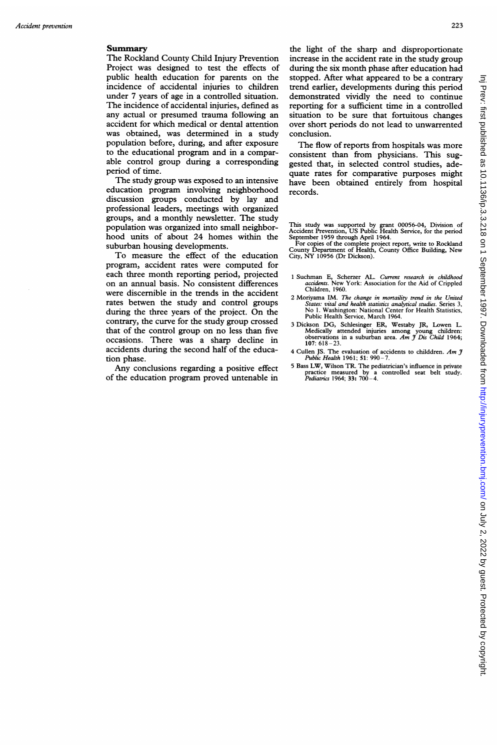## Summary

The Rockland County Child Injury Prevention Project was designed to test the effects of public health education for parents on the incidence of accidental injuries to children under 7 years of age in a controlled situation. The incidence of accidental injuries, defined as any actual or presumed trauma following an accident for which medical or dental attention was obtained, was determined in a study population before, during, and after exposure to the educational program and in a comparable control group during a corresponding period of time.

The study group was exposed to an intensive education program involving neighborhood discussion groups conducted by lay and professional leaders, meetings with organized groups, and a monthly newsletter. The study population was organized into small neighborhood units of about 24 homes within the suburban housing developments.

To measure the effect of the education program, accident rates were computed for each three month reporting period, projected on an annual basis. No consistent differences were discernible in the trends in the accident rates between the study and control groups during the three years of the project. On the contrary, the curve for the study group crossed that of the control group on no less than five occasions. There was a sharp decline in accidents during the second half of the education phase.

Any conclusions regarding a positive effect of the education program proved untenable in the light of the sharp and disproportionate increase in the accident rate in the study group during the six month phase after education had stopped. After what appeared to be a contrary trend earlier, developments during this period demonstrated vividly the need to continue reporting for a sufficient time in a controlled situation to be sure that fortuitous changes over short periods do not lead to unwarrented conclusion.

The flow of reports from hospitals was more consistent than from physicians. This suggested that, in selected control studies, adequate rates for comparative purposes might have been obtained entirely from hospital records.

This study was supported by grant 00056-04, Division of Accident Prevention, US Public Health Service, for the period September 1959 through April 1964.

For copies of the complete project report, write to Rockland County Department of Health, County Office Building, New City, NY 10956 (Dr Dickson).

1 Suchman E, Scherzer AL. *Current research in childhood accidents*. New York: Association for the Aid of Crippled Children, 1960.

2 Moriyama IM. *The change in mortaility trend in the United States: vital and health statistics analytical studies*. Series 3, No 1. Washington: National Center for Health Statistics, Public Health Service, March 1964.

3 Dickson DG, Schlesinger ER, Westaby JR, Lowen L. Medically attended injuries among young children: observations in a suburban area. *Am J Dis Child* 1964; **107**: 618–23.

4 Cullen JS. The evaluation of accidents to childdren. *Am J Public Health* 1961; **51**: 990–7.

5 Bass LW, Wilson TR. The pediatrician's influence in private practice measured by a controlled seat belt study. *Pediatrics* 1964; **33**: 700–4.